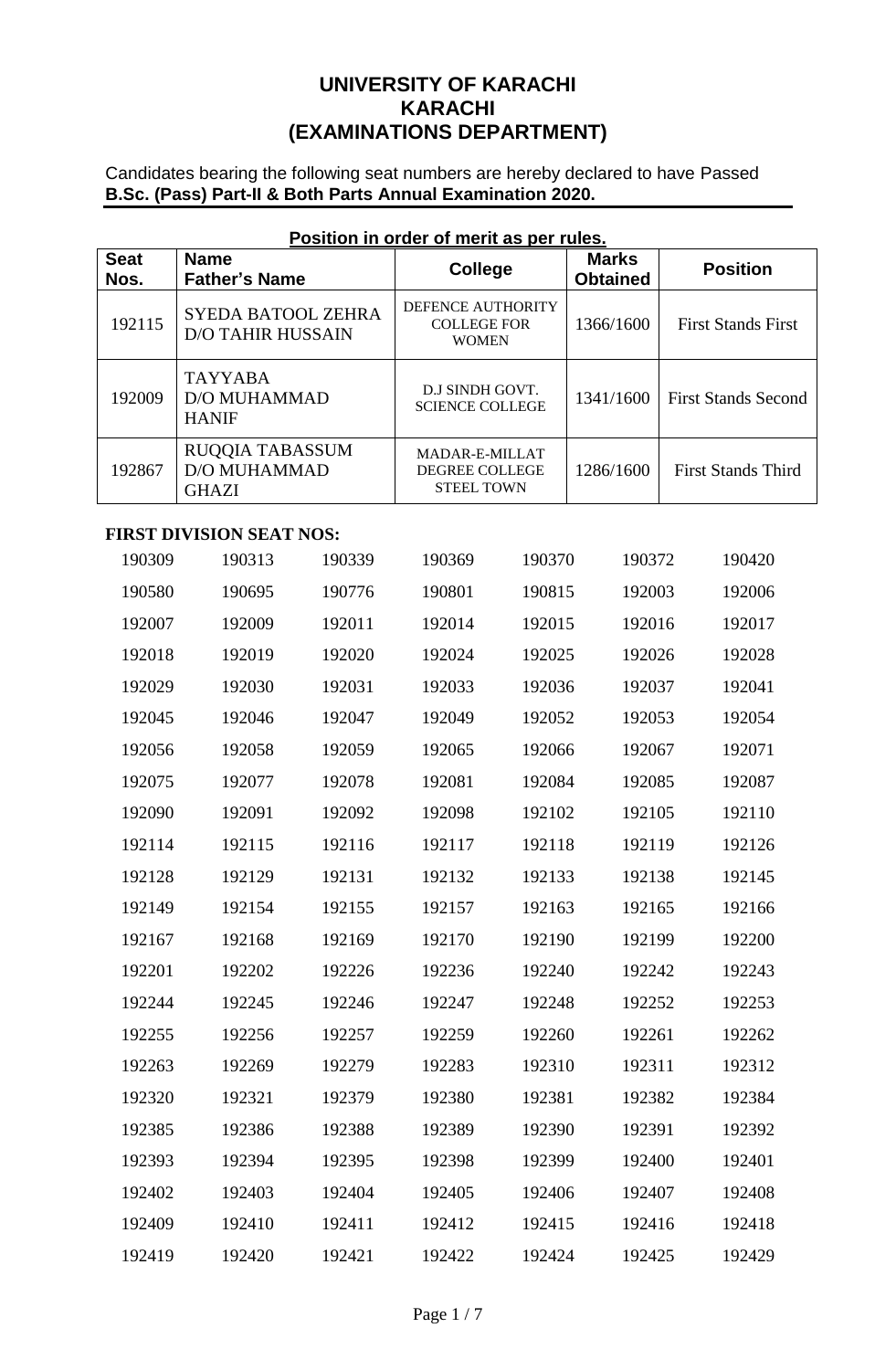# UNIVERSITY OF KARACHI
## KARACHI
## (EXAMINATIONS DEPARTMENT)

Candidates bearing the following seat numbers are hereby declared to have Passed **B.Sc. (Pass) Part-II & Both Parts Annual Examination 2020.**

**Position in order of merit as per rules.**

| Seat Nos. | Name Father's Name | College | Marks Obtained | Position |
|---|---|---|---|---|
| 192115 | SYEDA BATOOL ZEHRA D/O TAHIR HUSSAIN | DEFENCE AUTHORITY COLLEGE FOR WOMEN | 1366/1600 | First Stands First |
| 192009 | TAYYABA D/O MUHAMMAD HANIF | D.J SINDH GOVT. SCIENCE COLLEGE | 1341/1600 | First Stands Second |
| 192867 | RUQQIA TABASSUM D/O MUHAMMAD GHAZI | MADAR-E-MILLAT DEGREE COLLEGE STEEL TOWN | 1286/1600 | First Stands Third |

**FIRST DIVISION SEAT NOS:**

| | | | | | | |
|---|---|---|---|---|---|---|
| 190309 | 190313 | 190339 | 190369 | 190370 | 190372 | 190420 |
| 190580 | 190695 | 190776 | 190801 | 190815 | 192003 | 192006 |
| 192007 | 192009 | 192011 | 192014 | 192015 | 192016 | 192017 |
| 192018 | 192019 | 192020 | 192024 | 192025 | 192026 | 192028 |
| 192029 | 192030 | 192031 | 192033 | 192036 | 192037 | 192041 |
| 192045 | 192046 | 192047 | 192049 | 192052 | 192053 | 192054 |
| 192056 | 192058 | 192059 | 192065 | 192066 | 192067 | 192071 |
| 192075 | 192077 | 192078 | 192081 | 192084 | 192085 | 192087 |
| 192090 | 192091 | 192092 | 192098 | 192102 | 192105 | 192110 |
| 192114 | 192115 | 192116 | 192117 | 192118 | 192119 | 192126 |
| 192128 | 192129 | 192131 | 192132 | 192133 | 192138 | 192145 |
| 192149 | 192154 | 192155 | 192157 | 192163 | 192165 | 192166 |
| 192167 | 192168 | 192169 | 192170 | 192190 | 192199 | 192200 |
| 192201 | 192202 | 192226 | 192236 | 192240 | 192242 | 192243 |
| 192244 | 192245 | 192246 | 192247 | 192248 | 192252 | 192253 |
| 192255 | 192256 | 192257 | 192259 | 192260 | 192261 | 192262 |
| 192263 | 192269 | 192279 | 192283 | 192310 | 192311 | 192312 |
| 192320 | 192321 | 192379 | 192380 | 192381 | 192382 | 192384 |
| 192385 | 192386 | 192388 | 192389 | 192390 | 192391 | 192392 |
| 192393 | 192394 | 192395 | 192398 | 192399 | 192400 | 192401 |
| 192402 | 192403 | 192404 | 192405 | 192406 | 192407 | 192408 |
| 192409 | 192410 | 192411 | 192412 | 192415 | 192416 | 192418 |
| 192419 | 192420 | 192421 | 192422 | 192424 | 192425 | 192429 |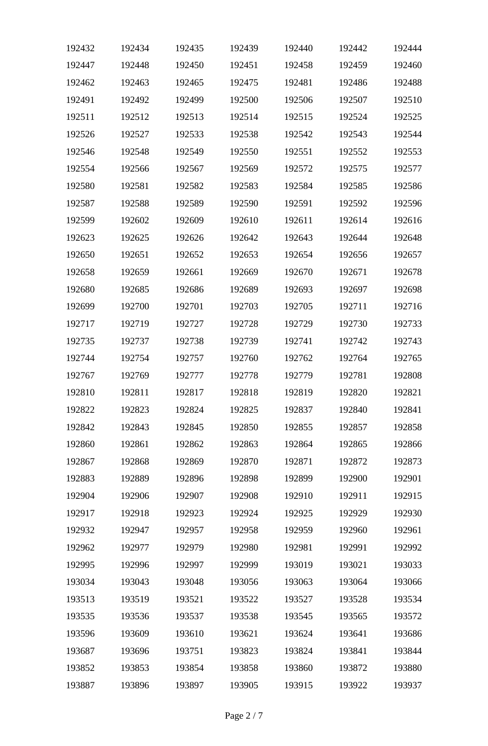| | | | | | | |
|---|---|---|---|---|---|---|
| 192432 | 192434 | 192435 | 192439 | 192440 | 192442 | 192444 |
| 192447 | 192448 | 192450 | 192451 | 192458 | 192459 | 192460 |
| 192462 | 192463 | 192465 | 192475 | 192481 | 192486 | 192488 |
| 192491 | 192492 | 192499 | 192500 | 192506 | 192507 | 192510 |
| 192511 | 192512 | 192513 | 192514 | 192515 | 192524 | 192525 |
| 192526 | 192527 | 192533 | 192538 | 192542 | 192543 | 192544 |
| 192546 | 192548 | 192549 | 192550 | 192551 | 192552 | 192553 |
| 192554 | 192566 | 192567 | 192569 | 192572 | 192575 | 192577 |
| 192580 | 192581 | 192582 | 192583 | 192584 | 192585 | 192586 |
| 192587 | 192588 | 192589 | 192590 | 192591 | 192592 | 192596 |
| 192599 | 192602 | 192609 | 192610 | 192611 | 192614 | 192616 |
| 192623 | 192625 | 192626 | 192642 | 192643 | 192644 | 192648 |
| 192650 | 192651 | 192652 | 192653 | 192654 | 192656 | 192657 |
| 192658 | 192659 | 192661 | 192669 | 192670 | 192671 | 192678 |
| 192680 | 192685 | 192686 | 192689 | 192693 | 192697 | 192698 |
| 192699 | 192700 | 192701 | 192703 | 192705 | 192711 | 192716 |
| 192717 | 192719 | 192727 | 192728 | 192729 | 192730 | 192733 |
| 192735 | 192737 | 192738 | 192739 | 192741 | 192742 | 192743 |
| 192744 | 192754 | 192757 | 192760 | 192762 | 192764 | 192765 |
| 192767 | 192769 | 192777 | 192778 | 192779 | 192781 | 192808 |
| 192810 | 192811 | 192817 | 192818 | 192819 | 192820 | 192821 |
| 192822 | 192823 | 192824 | 192825 | 192837 | 192840 | 192841 |
| 192842 | 192843 | 192845 | 192850 | 192855 | 192857 | 192858 |
| 192860 | 192861 | 192862 | 192863 | 192864 | 192865 | 192866 |
| 192867 | 192868 | 192869 | 192870 | 192871 | 192872 | 192873 |
| 192883 | 192889 | 192896 | 192898 | 192899 | 192900 | 192901 |
| 192904 | 192906 | 192907 | 192908 | 192910 | 192911 | 192915 |
| 192917 | 192918 | 192923 | 192924 | 192925 | 192929 | 192930 |
| 192932 | 192947 | 192957 | 192958 | 192959 | 192960 | 192961 |
| 192962 | 192977 | 192979 | 192980 | 192981 | 192991 | 192992 |
| 192995 | 192996 | 192997 | 192999 | 193019 | 193021 | 193033 |
| 193034 | 193043 | 193048 | 193056 | 193063 | 193064 | 193066 |
| 193513 | 193519 | 193521 | 193522 | 193527 | 193528 | 193534 |
| 193535 | 193536 | 193537 | 193538 | 193545 | 193565 | 193572 |
| 193596 | 193609 | 193610 | 193621 | 193624 | 193641 | 193686 |
| 193687 | 193696 | 193751 | 193823 | 193824 | 193841 | 193844 |
| 193852 | 193853 | 193854 | 193858 | 193860 | 193872 | 193880 |
| 193887 | 193896 | 193897 | 193905 | 193915 | 193922 | 193937 |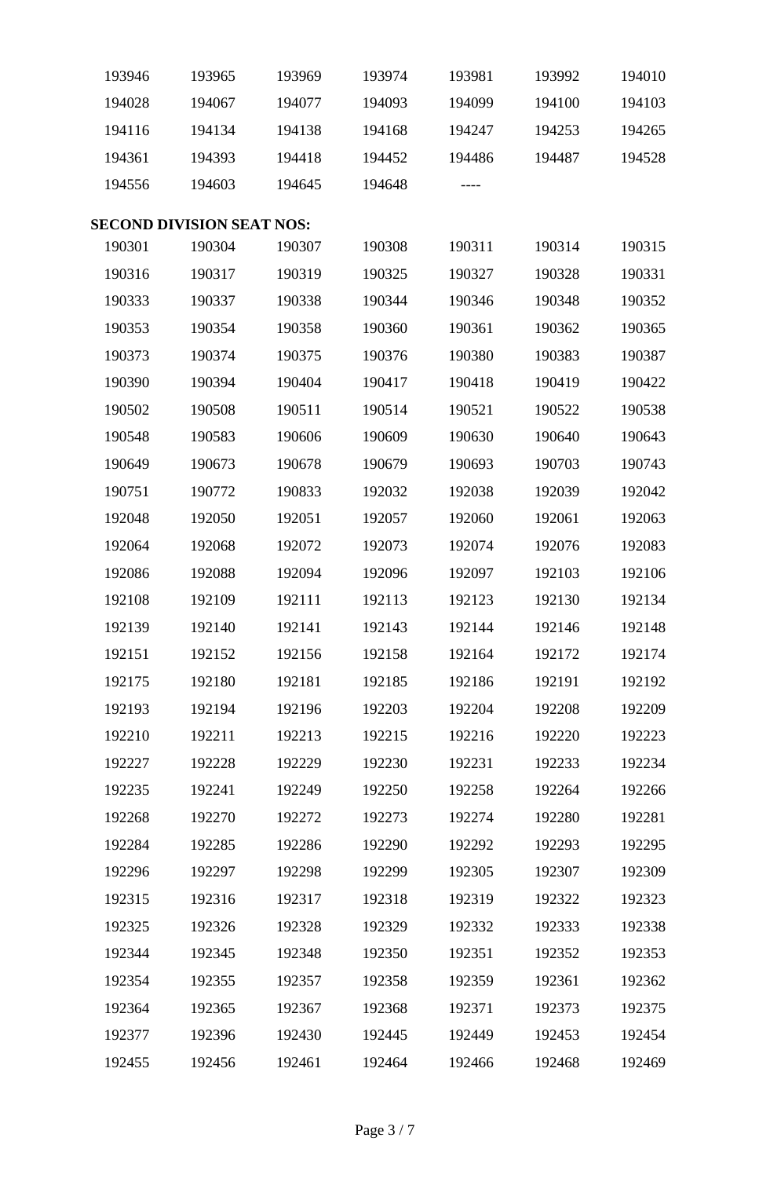| | | | | | | |
|---|---|---|---|---|---|---|
| 193946 | 193965 | 193969 | 193974 | 193981 | 193992 | 194010 |
| 194028 | 194067 | 194077 | 194093 | 194099 | 194100 | 194103 |
| 194116 | 194134 | 194138 | 194168 | 194247 | 194253 | 194265 |
| 194361 | 194393 | 194418 | 194452 | 194486 | 194487 | 194528 |
| 194556 | 194603 | 194645 | 194648 | ---- | | |

**SECOND DIVISION SEAT NOS:**

| | | | | | | |
|---|---|---|---|---|---|---|
| 190301 | 190304 | 190307 | 190308 | 190311 | 190314 | 190315 |
| 190316 | 190317 | 190319 | 190325 | 190327 | 190328 | 190331 |
| 190333 | 190337 | 190338 | 190344 | 190346 | 190348 | 190352 |
| 190353 | 190354 | 190358 | 190360 | 190361 | 190362 | 190365 |
| 190373 | 190374 | 190375 | 190376 | 190380 | 190383 | 190387 |
| 190390 | 190394 | 190404 | 190417 | 190418 | 190419 | 190422 |
| 190502 | 190508 | 190511 | 190514 | 190521 | 190522 | 190538 |
| 190548 | 190583 | 190606 | 190609 | 190630 | 190640 | 190643 |
| 190649 | 190673 | 190678 | 190679 | 190693 | 190703 | 190743 |
| 190751 | 190772 | 190833 | 192032 | 192038 | 192039 | 192042 |
| 192048 | 192050 | 192051 | 192057 | 192060 | 192061 | 192063 |
| 192064 | 192068 | 192072 | 192073 | 192074 | 192076 | 192083 |
| 192086 | 192088 | 192094 | 192096 | 192097 | 192103 | 192106 |
| 192108 | 192109 | 192111 | 192113 | 192123 | 192130 | 192134 |
| 192139 | 192140 | 192141 | 192143 | 192144 | 192146 | 192148 |
| 192151 | 192152 | 192156 | 192158 | 192164 | 192172 | 192174 |
| 192175 | 192180 | 192181 | 192185 | 192186 | 192191 | 192192 |
| 192193 | 192194 | 192196 | 192203 | 192204 | 192208 | 192209 |
| 192210 | 192211 | 192213 | 192215 | 192216 | 192220 | 192223 |
| 192227 | 192228 | 192229 | 192230 | 192231 | 192233 | 192234 |
| 192235 | 192241 | 192249 | 192250 | 192258 | 192264 | 192266 |
| 192268 | 192270 | 192272 | 192273 | 192274 | 192280 | 192281 |
| 192284 | 192285 | 192286 | 192290 | 192292 | 192293 | 192295 |
| 192296 | 192297 | 192298 | 192299 | 192305 | 192307 | 192309 |
| 192315 | 192316 | 192317 | 192318 | 192319 | 192322 | 192323 |
| 192325 | 192326 | 192328 | 192329 | 192332 | 192333 | 192338 |
| 192344 | 192345 | 192348 | 192350 | 192351 | 192352 | 192353 |
| 192354 | 192355 | 192357 | 192358 | 192359 | 192361 | 192362 |
| 192364 | 192365 | 192367 | 192368 | 192371 | 192373 | 192375 |
| 192377 | 192396 | 192430 | 192445 | 192449 | 192453 | 192454 |
| 192455 | 192456 | 192461 | 192464 | 192466 | 192468 | 192469 |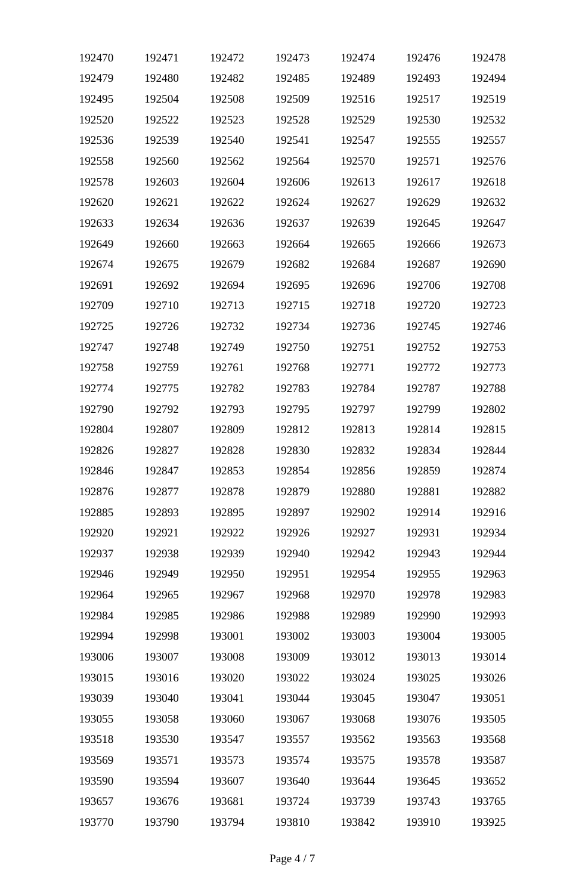| 192470 | 192471 | 192472 | 192473 | 192474 | 192476 | 192478 |
|---|---|---|---|---|---|---|
| 192479 | 192480 | 192482 | 192485 | 192489 | 192493 | 192494 |
| 192495 | 192504 | 192508 | 192509 | 192516 | 192517 | 192519 |
| 192520 | 192522 | 192523 | 192528 | 192529 | 192530 | 192532 |
| 192536 | 192539 | 192540 | 192541 | 192547 | 192555 | 192557 |
| 192558 | 192560 | 192562 | 192564 | 192570 | 192571 | 192576 |
| 192578 | 192603 | 192604 | 192606 | 192613 | 192617 | 192618 |
| 192620 | 192621 | 192622 | 192624 | 192627 | 192629 | 192632 |
| 192633 | 192634 | 192636 | 192637 | 192639 | 192645 | 192647 |
| 192649 | 192660 | 192663 | 192664 | 192665 | 192666 | 192673 |
| 192674 | 192675 | 192679 | 192682 | 192684 | 192687 | 192690 |
| 192691 | 192692 | 192694 | 192695 | 192696 | 192706 | 192708 |
| 192709 | 192710 | 192713 | 192715 | 192718 | 192720 | 192723 |
| 192725 | 192726 | 192732 | 192734 | 192736 | 192745 | 192746 |
| 192747 | 192748 | 192749 | 192750 | 192751 | 192752 | 192753 |
| 192758 | 192759 | 192761 | 192768 | 192771 | 192772 | 192773 |
| 192774 | 192775 | 192782 | 192783 | 192784 | 192787 | 192788 |
| 192790 | 192792 | 192793 | 192795 | 192797 | 192799 | 192802 |
| 192804 | 192807 | 192809 | 192812 | 192813 | 192814 | 192815 |
| 192826 | 192827 | 192828 | 192830 | 192832 | 192834 | 192844 |
| 192846 | 192847 | 192853 | 192854 | 192856 | 192859 | 192874 |
| 192876 | 192877 | 192878 | 192879 | 192880 | 192881 | 192882 |
| 192885 | 192893 | 192895 | 192897 | 192902 | 192914 | 192916 |
| 192920 | 192921 | 192922 | 192926 | 192927 | 192931 | 192934 |
| 192937 | 192938 | 192939 | 192940 | 192942 | 192943 | 192944 |
| 192946 | 192949 | 192950 | 192951 | 192954 | 192955 | 192963 |
| 192964 | 192965 | 192967 | 192968 | 192970 | 192978 | 192983 |
| 192984 | 192985 | 192986 | 192988 | 192989 | 192990 | 192993 |
| 192994 | 192998 | 193001 | 193002 | 193003 | 193004 | 193005 |
| 193006 | 193007 | 193008 | 193009 | 193012 | 193013 | 193014 |
| 193015 | 193016 | 193020 | 193022 | 193024 | 193025 | 193026 |
| 193039 | 193040 | 193041 | 193044 | 193045 | 193047 | 193051 |
| 193055 | 193058 | 193060 | 193067 | 193068 | 193076 | 193505 |
| 193518 | 193530 | 193547 | 193557 | 193562 | 193563 | 193568 |
| 193569 | 193571 | 193573 | 193574 | 193575 | 193578 | 193587 |
| 193590 | 193594 | 193607 | 193640 | 193644 | 193645 | 193652 |
| 193657 | 193676 | 193681 | 193724 | 193739 | 193743 | 193765 |
| 193770 | 193790 | 193794 | 193810 | 193842 | 193910 | 193925 |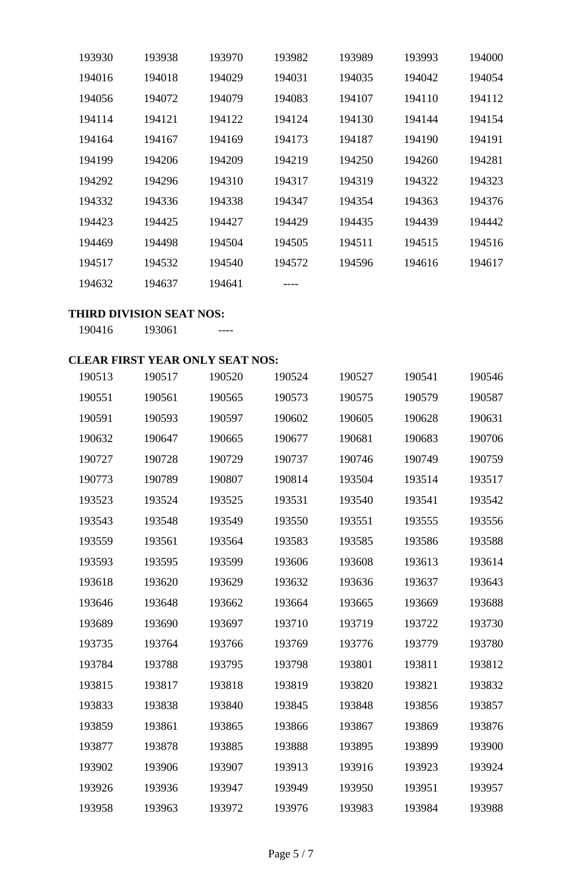| | | | | | | |
|---|---|---|---|---|---|---|
| 193930 | 193938 | 193970 | 193982 | 193989 | 193993 | 194000 |
| 194016 | 194018 | 194029 | 194031 | 194035 | 194042 | 194054 |
| 194056 | 194072 | 194079 | 194083 | 194107 | 194110 | 194112 |
| 194114 | 194121 | 194122 | 194124 | 194130 | 194144 | 194154 |
| 194164 | 194167 | 194169 | 194173 | 194187 | 194190 | 194191 |
| 194199 | 194206 | 194209 | 194219 | 194250 | 194260 | 194281 |
| 194292 | 194296 | 194310 | 194317 | 194319 | 194322 | 194323 |
| 194332 | 194336 | 194338 | 194347 | 194354 | 194363 | 194376 |
| 194423 | 194425 | 194427 | 194429 | 194435 | 194439 | 194442 |
| 194469 | 194498 | 194504 | 194505 | 194511 | 194515 | 194516 |
| 194517 | 194532 | 194540 | 194572 | 194596 | 194616 | 194617 |
| 194632 | 194637 | 194641 | ---- | | | |

**THIRD DIVISION SEAT NOS:**

| | | |
|---|---|---|
| 190416 | 193061 | ---- |

**CLEAR FIRST YEAR ONLY SEAT NOS:**

| | | | | | | |
|---|---|---|---|---|---|---|
| 190513 | 190517 | 190520 | 190524 | 190527 | 190541 | 190546 |
| 190551 | 190561 | 190565 | 190573 | 190575 | 190579 | 190587 |
| 190591 | 190593 | 190597 | 190602 | 190605 | 190628 | 190631 |
| 190632 | 190647 | 190665 | 190677 | 190681 | 190683 | 190706 |
| 190727 | 190728 | 190729 | 190737 | 190746 | 190749 | 190759 |
| 190773 | 190789 | 190807 | 190814 | 193504 | 193514 | 193517 |
| 193523 | 193524 | 193525 | 193531 | 193540 | 193541 | 193542 |
| 193543 | 193548 | 193549 | 193550 | 193551 | 193555 | 193556 |
| 193559 | 193561 | 193564 | 193583 | 193585 | 193586 | 193588 |
| 193593 | 193595 | 193599 | 193606 | 193608 | 193613 | 193614 |
| 193618 | 193620 | 193629 | 193632 | 193636 | 193637 | 193643 |
| 193646 | 193648 | 193662 | 193664 | 193665 | 193669 | 193688 |
| 193689 | 193690 | 193697 | 193710 | 193719 | 193722 | 193730 |
| 193735 | 193764 | 193766 | 193769 | 193776 | 193779 | 193780 |
| 193784 | 193788 | 193795 | 193798 | 193801 | 193811 | 193812 |
| 193815 | 193817 | 193818 | 193819 | 193820 | 193821 | 193832 |
| 193833 | 193838 | 193840 | 193845 | 193848 | 193856 | 193857 |
| 193859 | 193861 | 193865 | 193866 | 193867 | 193869 | 193876 |
| 193877 | 193878 | 193885 | 193888 | 193895 | 193899 | 193900 |
| 193902 | 193906 | 193907 | 193913 | 193916 | 193923 | 193924 |
| 193926 | 193936 | 193947 | 193949 | 193950 | 193951 | 193957 |
| 193958 | 193963 | 193972 | 193976 | 193983 | 193984 | 193988 |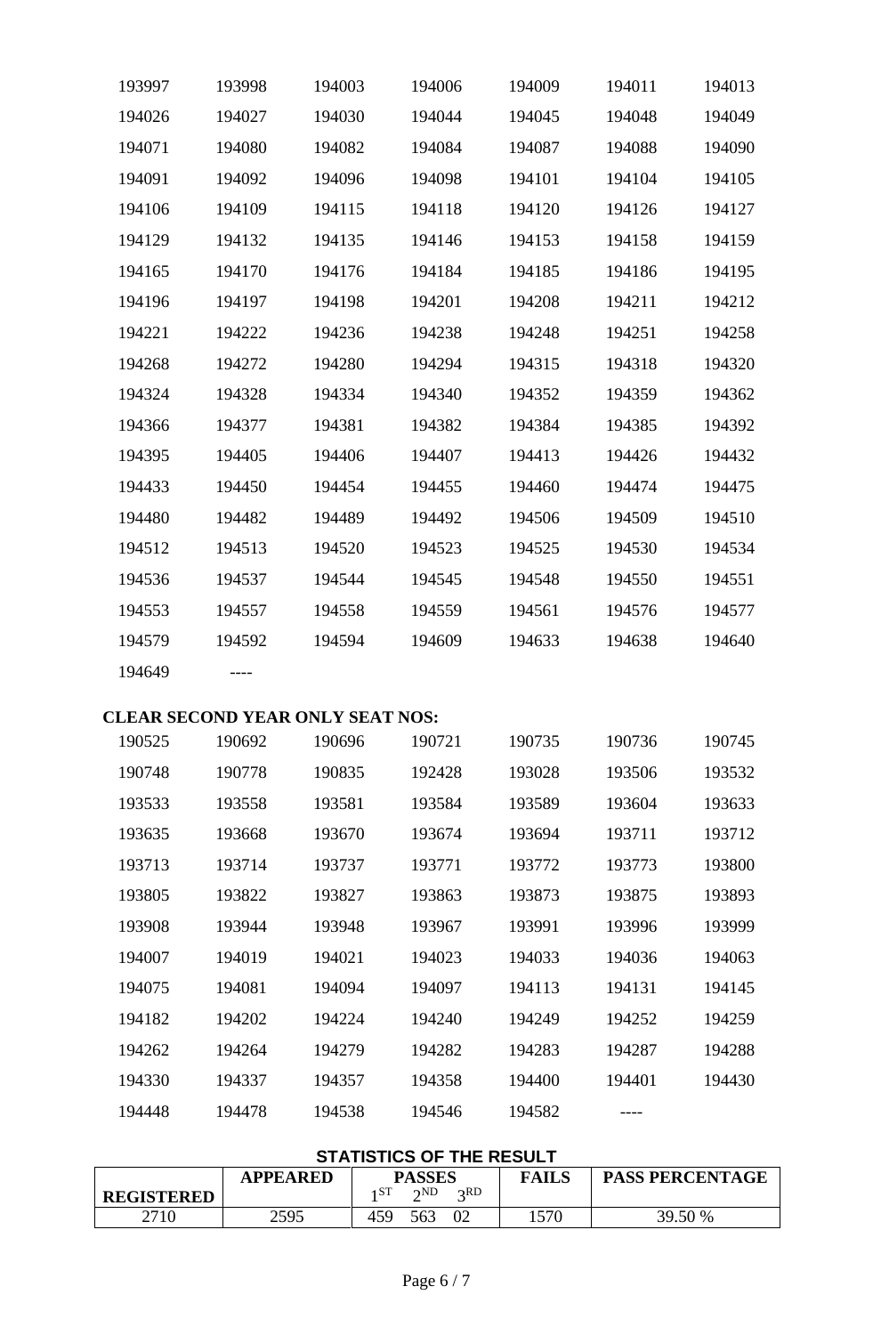| | | | | | | |
|---|---|---|---|---|---|---|
| 193997 | 193998 | 194003 | 194006 | 194009 | 194011 | 194013 |
| 194026 | 194027 | 194030 | 194044 | 194045 | 194048 | 194049 |
| 194071 | 194080 | 194082 | 194084 | 194087 | 194088 | 194090 |
| 194091 | 194092 | 194096 | 194098 | 194101 | 194104 | 194105 |
| 194106 | 194109 | 194115 | 194118 | 194120 | 194126 | 194127 |
| 194129 | 194132 | 194135 | 194146 | 194153 | 194158 | 194159 |
| 194165 | 194170 | 194176 | 194184 | 194185 | 194186 | 194195 |
| 194196 | 194197 | 194198 | 194201 | 194208 | 194211 | 194212 |
| 194221 | 194222 | 194236 | 194238 | 194248 | 194251 | 194258 |
| 194268 | 194272 | 194280 | 194294 | 194315 | 194318 | 194320 |
| 194324 | 194328 | 194334 | 194340 | 194352 | 194359 | 194362 |
| 194366 | 194377 | 194381 | 194382 | 194384 | 194385 | 194392 |
| 194395 | 194405 | 194406 | 194407 | 194413 | 194426 | 194432 |
| 194433 | 194450 | 194454 | 194455 | 194460 | 194474 | 194475 |
| 194480 | 194482 | 194489 | 194492 | 194506 | 194509 | 194510 |
| 194512 | 194513 | 194520 | 194523 | 194525 | 194530 | 194534 |
| 194536 | 194537 | 194544 | 194545 | 194548 | 194550 | 194551 |
| 194553 | 194557 | 194558 | 194559 | 194561 | 194576 | 194577 |
| 194579 | 194592 | 194594 | 194609 | 194633 | 194638 | 194640 |
| 194649 | ---- | | | | | |

**CLEAR SECOND YEAR ONLY SEAT NOS:**

| | | | | | | |
|---|---|---|---|---|---|---|
| 190525 | 190692 | 190696 | 190721 | 190735 | 190736 | 190745 |
| 190748 | 190778 | 190835 | 192428 | 193028 | 193506 | 193532 |
| 193533 | 193558 | 193581 | 193584 | 193589 | 193604 | 193633 |
| 193635 | 193668 | 193670 | 193674 | 193694 | 193711 | 193712 |
| 193713 | 193714 | 193737 | 193771 | 193772 | 193773 | 193800 |
| 193805 | 193822 | 193827 | 193863 | 193873 | 193875 | 193893 |
| 193908 | 193944 | 193948 | 193967 | 193991 | 193996 | 193999 |
| 194007 | 194019 | 194021 | 194023 | 194033 | 194036 | 194063 |
| 194075 | 194081 | 194094 | 194097 | 194113 | 194131 | 194145 |
| 194182 | 194202 | 194224 | 194240 | 194249 | 194252 | 194259 |
| 194262 | 194264 | 194279 | 194282 | 194283 | 194287 | 194288 |
| 194330 | 194337 | 194357 | 194358 | 194400 | 194401 | 194430 |
| 194448 | 194478 | 194538 | 194546 | 194582 | ---- | |

**STATISTICS OF THE RESULT**

| REGISTERED | APPEARED | PASSES | | | FAILS | PASS PERCENTAGE |
|---|---|---|---|---|---|---|
| | | 1ST | 2ND | 3RD | | |
| 2710 | 2595 | 459 | 563 | 02 | 1570 | 39.50 % |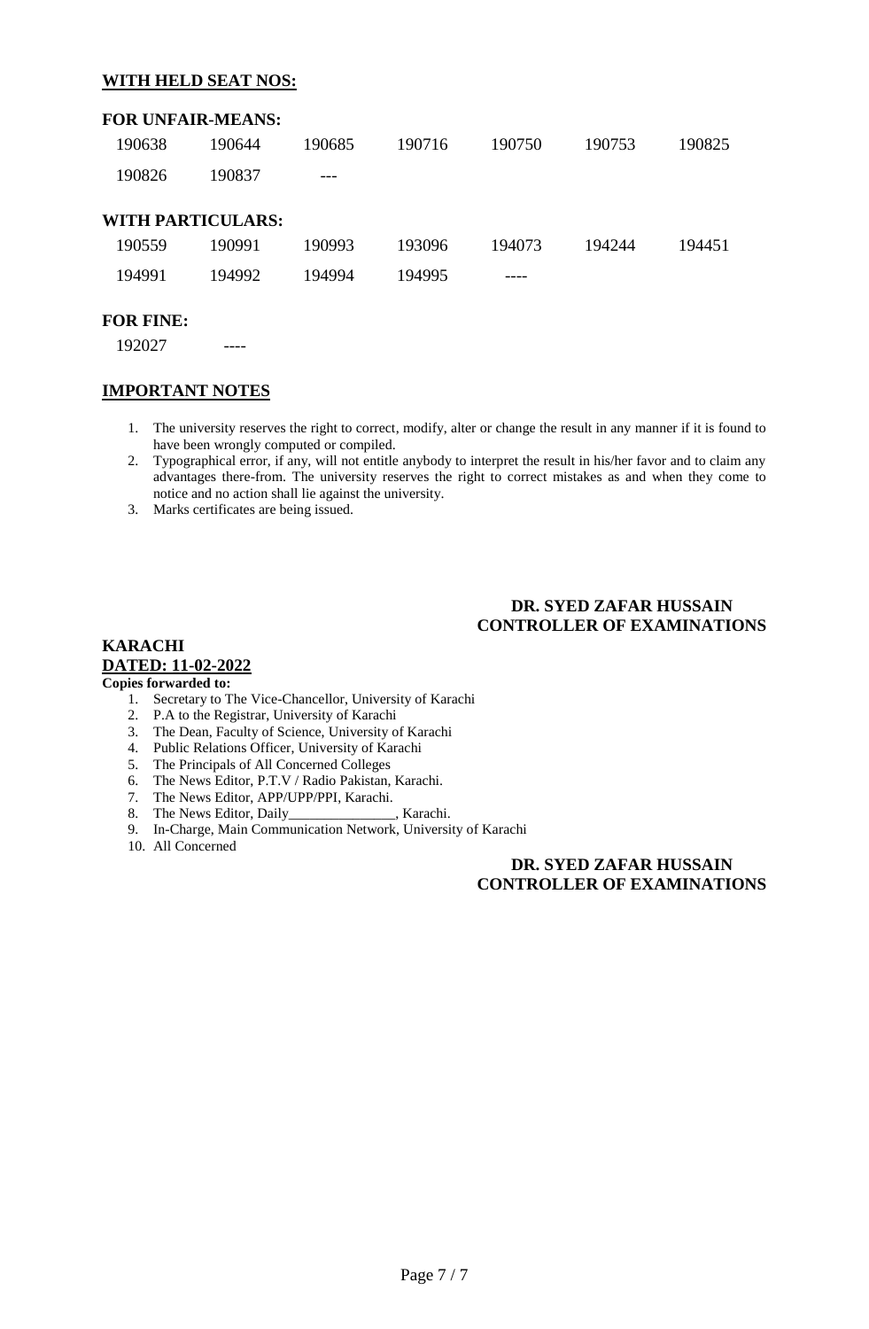**WITH HELD SEAT NOS:**

**FOR UNFAIR-MEANS:**

| | | | | | | |
|---|---|---|---|---|---|---|
| 190638 | 190644 | 190685 | 190716 | 190750 | 190753 | 190825 |
| 190826 | 190837 | --- | | | | |

**WITH PARTICULARS:**

| | | | | | | |
|---|---|---|---|---|---|---|
| 190559 | 190991 | 190993 | 193096 | 194073 | 194244 | 194451 |
| 194991 | 194992 | 194994 | 194995 | ---- | | |

**FOR FINE:**

192027 ----

**IMPORTANT NOTES**

1. The university reserves the right to correct, modify, alter or change the result in any manner if it is found to have been wrongly computed or compiled.
2. Typographical error, if any, will not entitle anybody to interpret the result in his/her favor and to claim any advantages there-from. The university reserves the right to correct mistakes as and when they come to notice and no action shall lie against the university.
3. Marks certificates are being issued.

**DR. SYED ZAFAR HUSSAIN**
**CONTROLLER OF EXAMINATIONS**

**KARACHI**
**DATED: 11-02-2022**

**Copies forwarded to:**

1. Secretary to The Vice-Chancellor, University of Karachi
2. P.A to the Registrar, University of Karachi
3. The Dean, Faculty of Science, University of Karachi
4. Public Relations Officer, University of Karachi
5. The Principals of All Concerned Colleges
6. The News Editor, P.T.V / Radio Pakistan, Karachi.
7. The News Editor, APP/UPP/PPI, Karachi.
8. The News Editor, Daily_______________, Karachi.
9. In-Charge, Main Communication Network, University of Karachi
10. All Concerned

**DR. SYED ZAFAR HUSSAIN**
**CONTROLLER OF EXAMINATIONS**